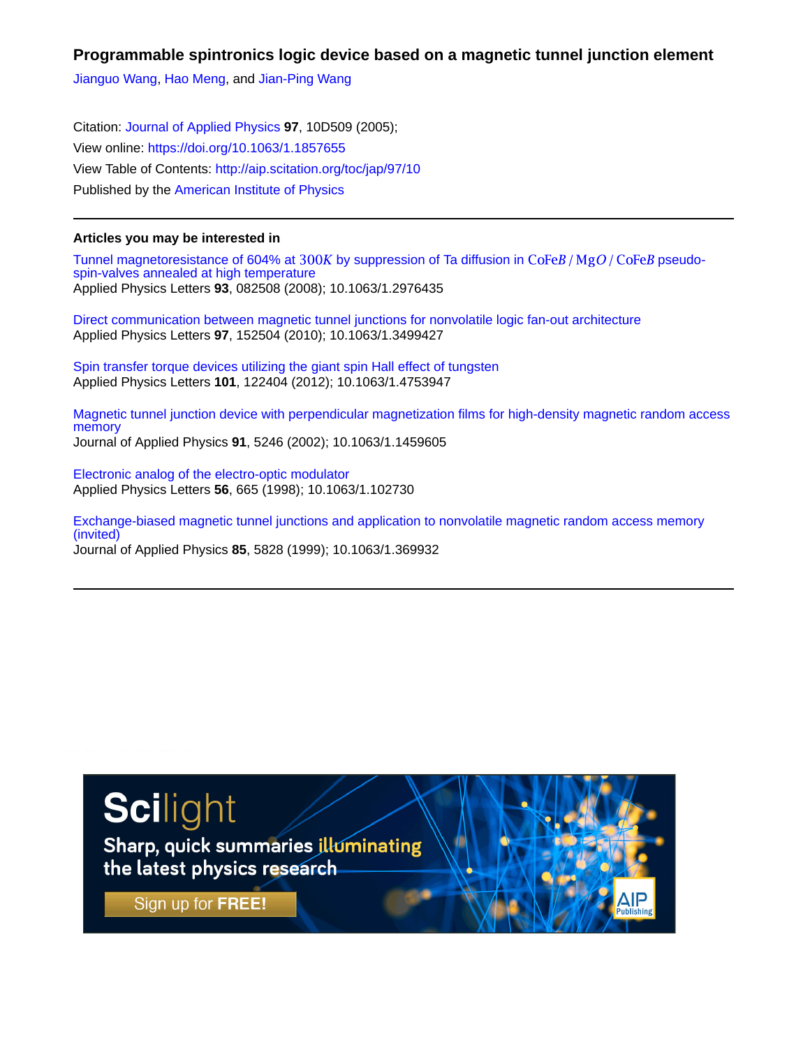# Programmable spintronics logic device based on a magnetic tunnel junction element

Jianguo Wang, Hao Meng, and Jian-Ping Wang

Citation: Journal of Applied Physics **97**, 10D509 (2005);
View online: https://doi.org/10.1063/1.1857655
View Table of Contents: http://aip.scitation.org/toc/jap/97/10
Published by the American Institute of Physics

---

## Articles you may be interested in

Tunnel magnetoresistance of 604% at $300K$ by suppression of Ta diffusion in $CoFeB / MgO / CoFeB$ pseudo-spin-valves annealed at high temperature
Applied Physics Letters **93**, 082508 (2008); 10.1063/1.2976435

Direct communication between magnetic tunnel junctions for nonvolatile logic fan-out architecture
Applied Physics Letters **97**, 152504 (2010); 10.1063/1.3499427

Spin transfer torque devices utilizing the giant spin Hall effect of tungsten
Applied Physics Letters **101**, 122404 (2012); 10.1063/1.4753947

Magnetic tunnel junction device with perpendicular magnetization films for high-density magnetic random access memory
Journal of Applied Physics **91**, 5246 (2002); 10.1063/1.1459605

Electronic analog of the electro-optic modulator
Applied Physics Letters **56**, 665 (1998); 10.1063/1.102730

Exchange-biased magnetic tunnel junctions and application to nonvolatile magnetic random access memory (invited)
Journal of Applied Physics **85**, 5828 (1999); 10.1063/1.369932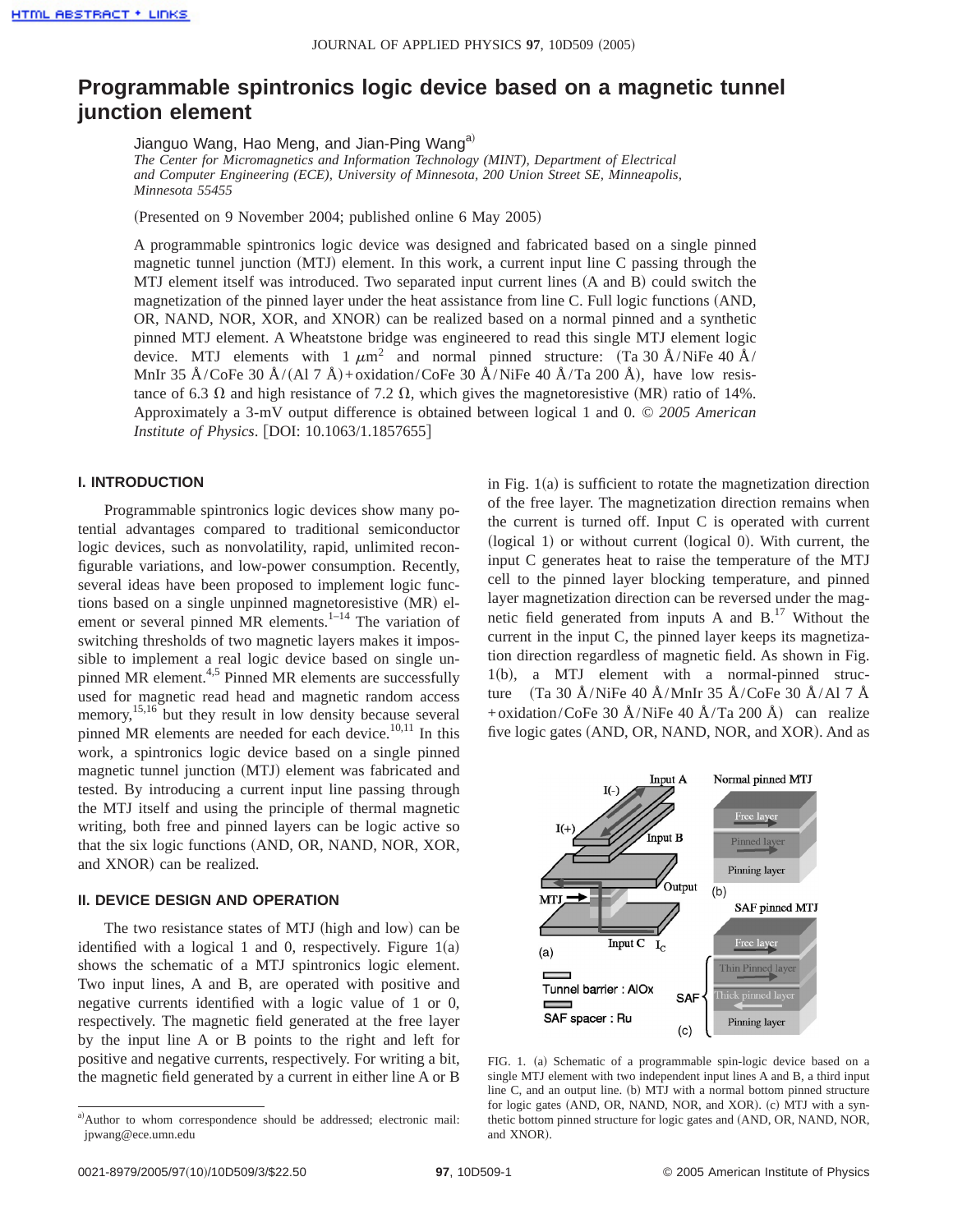# Programmable spintronics logic device based on a magnetic tunnel junction element

Jianguo Wang, Hao Meng, and Jian-Ping Wang[a]

*The Center for Micromagnetics and Information Technology (MINT), Department of Electrical and Computer Engineering (ECE), University of Minnesota, 200 Union Street SE, Minneapolis, Minnesota 55455*

(Presented on 9 November 2004; published online 6 May 2005)

A programmable spintronics logic device was designed and fabricated based on a single pinned magnetic tunnel junction (MTJ) element. In this work, a current input line C passing through the MTJ element itself was introduced. Two separated input current lines (A and B) could switch the magnetization of the pinned layer under the heat assistance from line C. Full logic functions (AND, OR, NAND, NOR, XOR, and XNOR) can be realized based on a normal pinned and a synthetic pinned MTJ element. A Wheatstone bridge was engineered to read this single MTJ element logic device. MTJ elements with 1 $\mu m^2$ and normal pinned structure: (Ta 30 Å/NiFe 40 Å/MnIr 35 Å/CoFe 30 Å/(Al 7 Å)+oxidation/CoFe 30 Å/NiFe 40 Å/Ta 200 Å), have low resistance of 6.3 Ω and high resistance of 7.2 Ω, which gives the magnetoresistive (MR) ratio of 14%. Approximately a 3-mV output difference is obtained between logical 1 and 0. *© 2005 American Institute of Physics*. [DOI: 10.1063/1.1857655]

## I. INTRODUCTION

Programmable spintronics logic devices show many potential advantages compared to traditional semiconductor logic devices, such as nonvolatility, rapid, unlimited reconfigurable variations, and low-power consumption. Recently, several ideas have been proposed to implement logic functions based on a single unpinned magnetoresistive (MR) element or several pinned MR elements.[1–14] The variation of switching thresholds of two magnetic layers makes it impossible to implement a real logic device based on single unpinned MR element.[4,5] Pinned MR elements are successfully used for magnetic read head and magnetic random access memory,[15,16] but they result in low density because several pinned MR elements are needed for each device.[10,11] In this work, a spintronics logic device based on a single pinned magnetic tunnel junction (MTJ) element was fabricated and tested. By introducing a current input line passing through the MTJ itself and using the principle of thermal magnetic writing, both free and pinned layers can be logic active so that the six logic functions (AND, OR, NAND, NOR, XOR, and XNOR) can be realized.

## II. DEVICE DESIGN AND OPERATION

The two resistance states of MTJ (high and low) can be identified with a logical 1 and 0, respectively. Figure 1(a) shows the schematic of a MTJ spintronics logic element. Two input lines, A and B, are operated with positive and negative currents identified with a logic value of 1 or 0, respectively. The magnetic field generated at the free layer by the input line A or B points to the right and left for positive and negative currents, respectively. For writing a bit, the magnetic field generated by a current in either line A or B in Fig. 1(a) is sufficient to rotate the magnetization direction of the free layer. The magnetization direction remains when the current is turned off. Input C is operated with current (logical 1) or without current (logical 0). With current, the input C generates heat to raise the temperature of the MTJ cell to the pinned layer blocking temperature, and pinned layer magnetization direction can be reversed under the magnetic field generated from inputs A and B.[17] Without the current in the input C, the pinned layer keeps its magnetization direction regardless of magnetic field. As shown in Fig. 1(b), a MTJ element with a normal-pinned structure (Ta 30 Å/NiFe 40 Å/MnIr 35 Å/CoFe 30 Å/Al 7 Å +oxidation/CoFe 30 Å/NiFe 40 Å/Ta 200 Å) can realize five logic gates (AND, OR, NAND, NOR, and XOR). And as

FIG. 1. (a) Schematic of a programmable spin-logic device based on a single MTJ element with two independent input lines A and B, a third input line C, and an output line. (b) MTJ with a normal bottom pinned structure for logic gates (AND, OR, NAND, NOR, and XOR). (c) MTJ with a synthetic bottom pinned structure for logic gates and (AND, OR, NAND, NOR, and XNOR).

[a]Author to whom correspondence should be addressed; electronic mail: jpwang@ece.umn.edu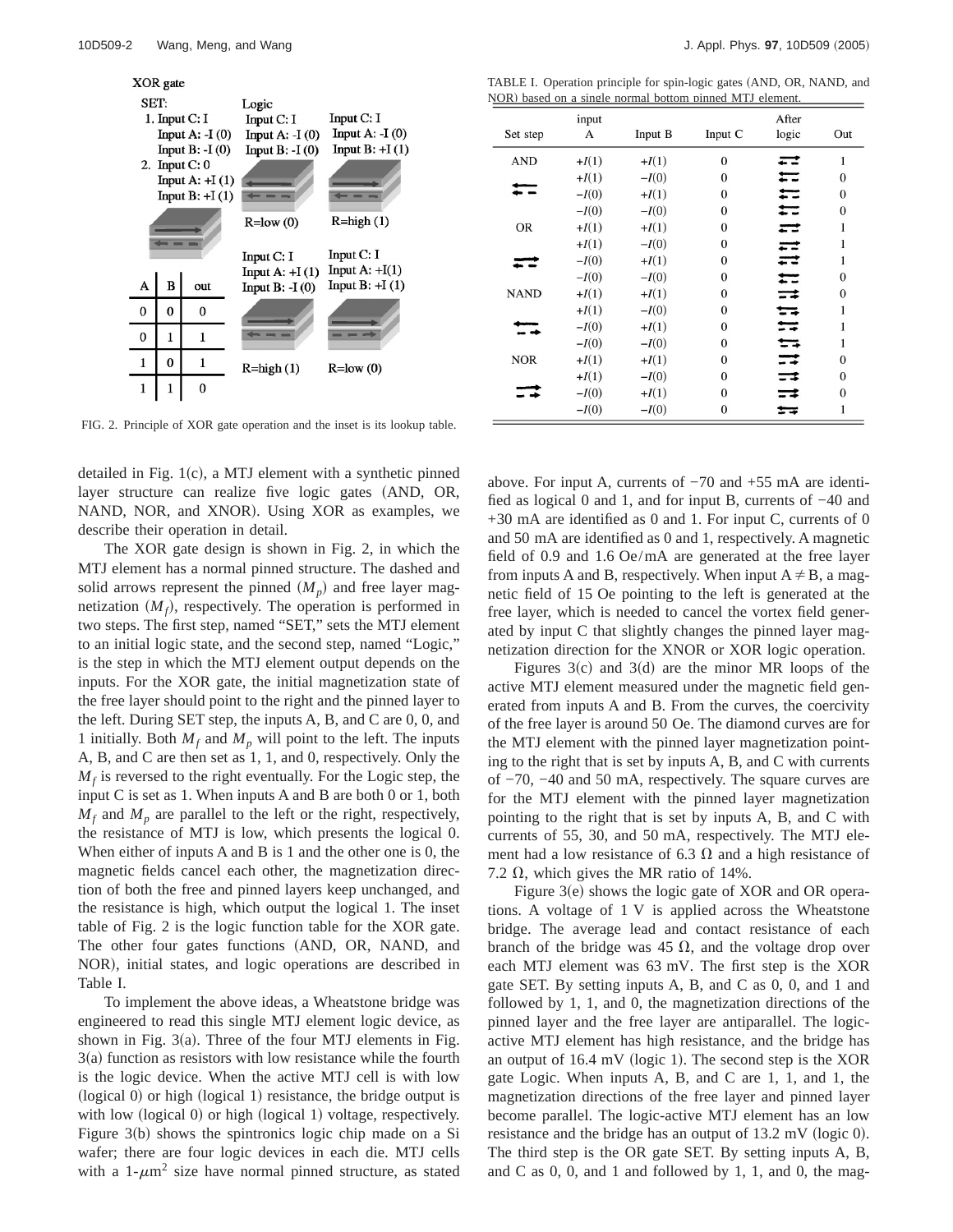XOR gate

SET:

1. Input C: I
   Input A: -I (0)
   Input B: -I (0)
2. Input C: 0
   Input A: +I (1)
   Input B: +I (1)

Logic

| Input C: I, Input A: -I (0), Input B: -I (0) | Input C: I, Input A: -I (0), Input B: +I (1) |
| --- | --- |
| R=low (0) | R=high (1) |
| Input C: I, Input A: +I (1), Input B: -I (0) | Input C: I, Input A: +I(1), Input B: +I (1) |
| R=high (1) | R=low (0) |

| A | B | out |
| --- | --- | --- |
| 0 | 0 | 0 |
| 0 | 1 | 1 |
| 1 | 0 | 1 |
| 1 | 1 | 0 |

FIG. 2. Principle of XOR gate operation and the inset is its lookup table.

TABLE I. Operation principle for spin-logic gates (AND, OR, NAND, and NOR) based on a single normal bottom pinned MTJ element.

| Set step | input A | Input B | Input C | After logic | Out |
| --- | --- | --- | --- | --- | --- |
| AND | $+I(1)$ | $+I(1)$ | 0 | | 1 |
| | $+I(1)$ | $-I(0)$ | 0 | | 0 |
| | $-I(0)$ | $+I(1)$ | 0 | | 0 |
| | $-I(0)$ | $-I(0)$ | 0 | | 0 |
| OR | $+I(1)$ | $+I(1)$ | 0 | | 1 |
| | $+I(1)$ | $-I(0)$ | 0 | | 1 |
| | $-I(0)$ | $+I(1)$ | 0 | | 1 |
| | $-I(0)$ | $-I(0)$ | 0 | | 0 |
| NAND | $+I(1)$ | $+I(1)$ | 0 | | 0 |
| | $+I(1)$ | $-I(0)$ | 0 | | 1 |
| | $-I(0)$ | $+I(1)$ | 0 | | 1 |
| | $-I(0)$ | $-I(0)$ | 0 | | 1 |
| NOR | $+I(1)$ | $+I(1)$ | 0 | | 0 |
| | $+I(1)$ | $-I(0)$ | 0 | | 0 |
| | $-I(0)$ | $+I(1)$ | 0 | | 0 |
| | $-I(0)$ | $-I(0)$ | 0 | | 1 |

detailed in Fig. 1(c), a MTJ element with a synthetic pinned layer structure can realize five logic gates (AND, OR, NAND, NOR, and XNOR). Using XOR as examples, we describe their operation in detail.

The XOR gate design is shown in Fig. 2, in which the MTJ element has a normal pinned structure. The dashed and solid arrows represent the pinned ($M_p$) and free layer magnetization ($M_f$), respectively. The operation is performed in two steps. The first step, named "SET," sets the MTJ element to an initial logic state, and the second step, named "Logic," is the step in which the MTJ element output depends on the inputs. For the XOR gate, the initial magnetization state of the free layer should point to the right and the pinned layer to the left. During SET step, the inputs A, B, and C are 0, 0, and 1 initially. Both $M_f$ and $M_p$ will point to the left. The inputs A, B, and C are then set as 1, 1, and 0, respectively. Only the $M_f$ is reversed to the right eventually. For the Logic step, the input C is set as 1. When inputs A and B are both 0 or 1, both $M_f$ and $M_p$ are parallel to the left or the right, respectively, the resistance of MTJ is low, which presents the logical 0. When either of inputs A and B is 1 and the other one is 0, the magnetic fields cancel each other, the magnetization direction of both the free and pinned layers keep unchanged, and the resistance is high, which output the logical 1. The inset table of Fig. 2 is the logic function table for the XOR gate. The other four gates functions (AND, OR, NAND, and NOR), initial states, and logic operations are described in Table I.

To implement the above ideas, a Wheatstone bridge was engineered to read this single MTJ element logic device, as shown in Fig. 3(a). Three of the four MTJ elements in Fig. 3(a) function as resistors with low resistance while the fourth is the logic device. When the active MTJ cell is with low (logical 0) or high (logical 1) resistance, the bridge output is with low (logical 0) or high (logical 1) voltage, respectively. Figure 3(b) shows the spintronics logic chip made on a Si wafer; there are four logic devices in each die. MTJ cells with a 1-$\mu$m$^2$ size have normal pinned structure, as stated above. For input A, currents of −70 and +55 mA are identified as logical 0 and 1, and for input B, currents of −40 and +30 mA are identified as 0 and 1. For input C, currents of 0 and 50 mA are identified as 0 and 1, respectively. A magnetic field of 0.9 and 1.6 Oe/mA are generated at the free layer from inputs A and B, respectively. When input A $\neq$ B, a magnetic field of 15 Oe pointing to the left is generated at the free layer, which is needed to cancel the vortex field generated by input C that slightly changes the pinned layer magnetization direction for the XNOR or XOR logic operation.

Figures 3(c) and 3(d) are the minor MR loops of the active MTJ element measured under the magnetic field generated from inputs A and B. From the curves, the coercivity of the free layer is around 50 Oe. The diamond curves are for the MTJ element with the pinned layer magnetization pointing to the right that is set by inputs A, B, and C with currents of −70, −40 and 50 mA, respectively. The square curves are for the MTJ element with the pinned layer magnetization pointing to the right that is set by inputs A, B, and C with currents of 55, 30, and 50 mA, respectively. The MTJ element had a low resistance of 6.3 Ω and a high resistance of 7.2 Ω, which gives the MR ratio of 14%.

Figure 3(e) shows the logic gate of XOR and OR operations. A voltage of 1 V is applied across the Wheatstone bridge. The average lead and contact resistance of each branch of the bridge was 45 Ω, and the voltage drop over each MTJ element was 63 mV. The first step is the XOR gate SET. By setting inputs A, B, and C as 0, 0, and 1 and followed by 1, 1, and 0, the magnetization directions of the pinned layer and the free layer are antiparallel. The logic-active MTJ element has high resistance, and the bridge has an output of 16.4 mV (logic 1). The second step is the XOR gate Logic. When inputs A, B, and C are 1, 1, and 1, the magnetization directions of the free layer and pinned layer become parallel. The logic-active MTJ element has an low resistance and the bridge has an output of 13.2 mV (logic 0). The third step is the OR gate SET. By setting inputs A, B, and C as 0, 0, and 1 and followed by 1, 1, and 0, the mag-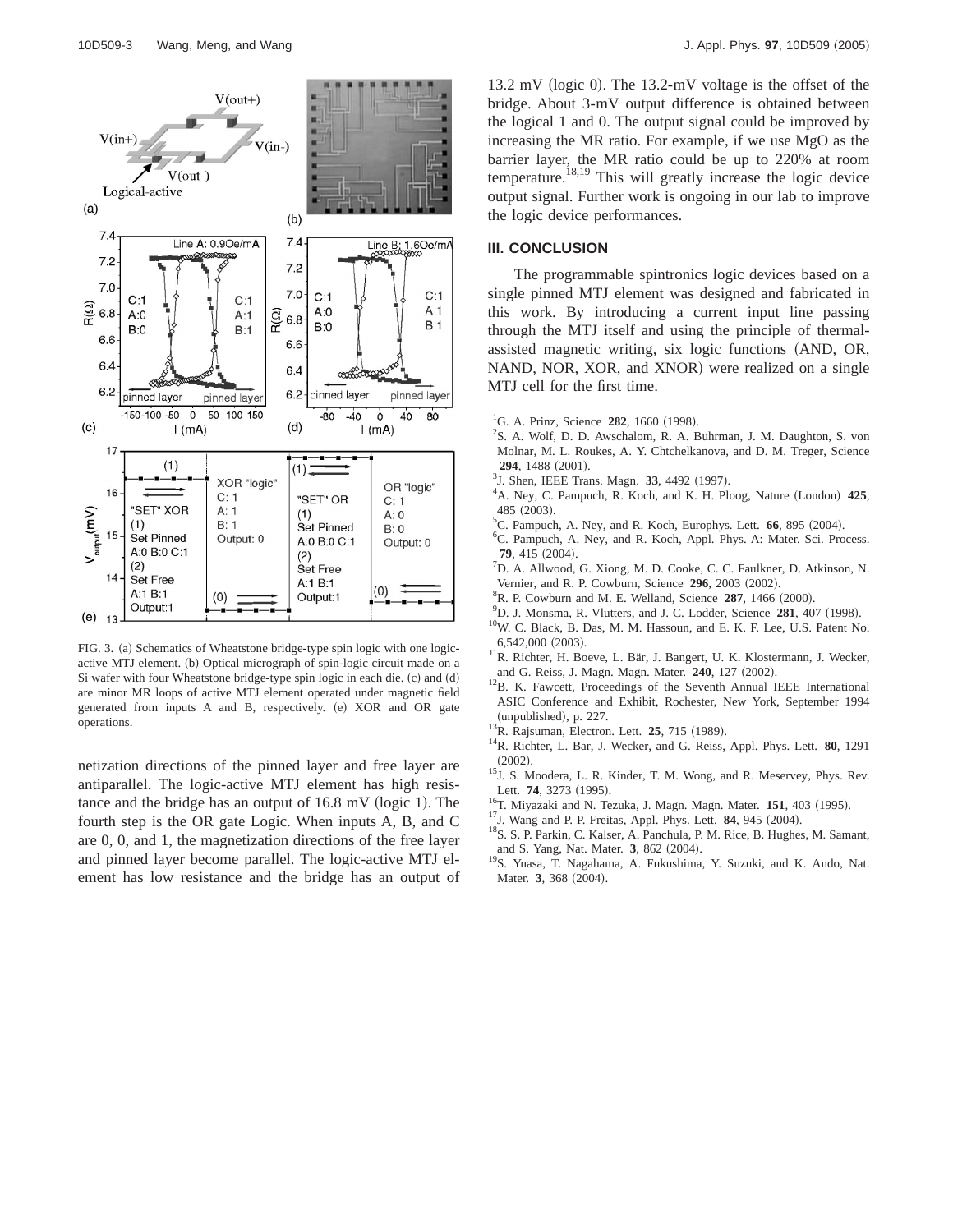FIG. 3. (a) Schematics of Wheatstone bridge-type spin logic with one logic-active MTJ element. (b) Optical micrograph of spin-logic circuit made on a Si wafer with four Wheatstone bridge-type spin logic in each die. (c) and (d) are minor MR loops of active MTJ element operated under magnetic field generated from inputs A and B, respectively. (e) XOR and OR gate operations.

netization directions of the pinned layer and free layer are antiparallel. The logic-active MTJ element has high resistance and the bridge has an output of 16.8 mV (logic 1). The fourth step is the OR gate Logic. When inputs A, B, and C are 0, 0, and 1, the magnetization directions of the free layer and pinned layer become parallel. The logic-active MTJ element has low resistance and the bridge has an output of 13.2 mV (logic 0). The 13.2-mV voltage is the offset of the bridge. About 3-mV output difference is obtained between the logical 1 and 0. The output signal could be improved by increasing the MR ratio. For example, if we use MgO as the barrier layer, the MR ratio could be up to 220% at room temperature.[18,19] This will greatly increase the logic device output signal. Further work is ongoing in our lab to improve the logic device performances.

## III. CONCLUSION

The programmable spintronics logic devices based on a single pinned MTJ element was designed and fabricated in this work. By introducing a current input line passing through the MTJ itself and using the principle of thermal-assisted magnetic writing, six logic functions (AND, OR, NAND, NOR, XOR, and XNOR) were realized on a single MTJ cell for the first time.

[1] G. A. Prinz, Science **282**, 1660 (1998).
[2] S. A. Wolf, D. D. Awschalom, R. A. Buhrman, J. M. Daughton, S. von Molnar, M. L. Roukes, A. Y. Chtchelkanova, and D. M. Treger, Science **294**, 1488 (2001).
[3] J. Shen, IEEE Trans. Magn. **33**, 4492 (1997).
[4] A. Ney, C. Pampuch, R. Koch, and K. H. Ploog, Nature (London) **425**, 485 (2003).
[5] C. Pampuch, A. Ney, and R. Koch, Europhys. Lett. **66**, 895 (2004).
[6] C. Pampuch, A. Ney, and R. Koch, Appl. Phys. A: Mater. Sci. Process. **79**, 415 (2004).
[7] D. A. Allwood, G. Xiong, M. D. Cooke, C. C. Faulkner, D. Atkinson, N. Vernier, and R. P. Cowburn, Science **296**, 2003 (2002).
[8] R. P. Cowburn and M. E. Welland, Science **287**, 1466 (2000).
[9] D. J. Monsma, R. Vlutters, and J. C. Lodder, Science **281**, 407 (1998).
[10] W. C. Black, B. Das, M. M. Hassoun, and E. K. F. Lee, U.S. Patent No. 6,542,000 (2003).
[11] R. Richter, H. Boeve, L. Bär, J. Bangert, U. K. Klostermann, J. Wecker, and G. Reiss, J. Magn. Magn. Mater. **240**, 127 (2002).
[12] B. K. Fawcett, Proceedings of the Seventh Annual IEEE International ASIC Conference and Exhibit, Rochester, New York, September 1994 (unpublished), p. 227.
[13] R. Rajsuman, Electron. Lett. **25**, 715 (1989).
[14] R. Richter, L. Bar, J. Wecker, and G. Reiss, Appl. Phys. Lett. **80**, 1291 (2002).
[15] J. S. Moodera, L. R. Kinder, T. M. Wong, and R. Meservey, Phys. Rev. Lett. **74**, 3273 (1995).
[16] T. Miyazaki and N. Tezuka, J. Magn. Magn. Mater. **151**, 403 (1995).
[17] J. Wang and P. P. Freitas, Appl. Phys. Lett. **84**, 945 (2004).
[18] S. S. P. Parkin, C. Kalser, A. Panchula, P. M. Rice, B. Hughes, M. Samant, and S. Yang, Nat. Mater. **3**, 862 (2004).
[19] S. Yuasa, T. Nagahama, A. Fukushima, Y. Suzuki, and K. Ando, Nat. Mater. **3**, 368 (2004).